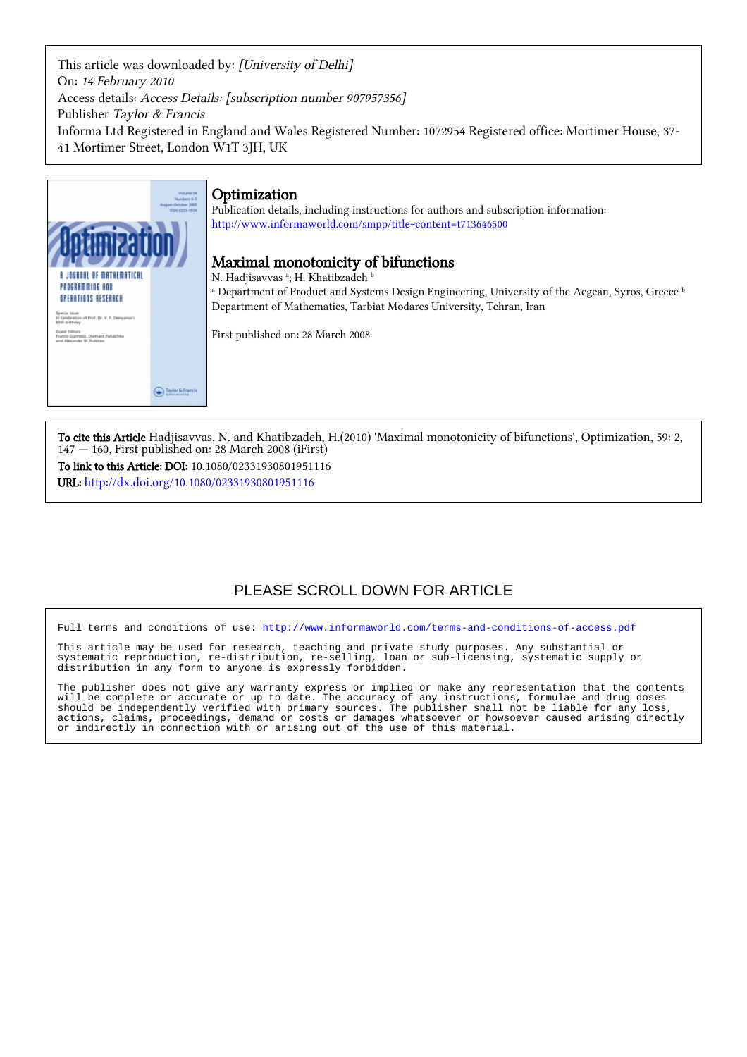This article was downloaded by: *[University of Delhi]*
On: *14 February 2010*
Access details: *Access Details: [subscription number 907957356]*
Publisher *Taylor & Francis*
Informa Ltd Registered in England and Wales Registered Number: 1072954 Registered office: Mortimer House, 37-41 Mortimer Street, London W1T 3JH, UK

# Optimization

Publication details, including instructions for authors and subscription information:
http://www.informaworld.com/smpp/title~content=t713646500

## Maximal monotonicity of bifunctions

N. Hadjisavvas [a]; H. Khatibzadeh [b]

[a] Department of Product and Systems Design Engineering, University of the Aegean, Syros, Greece [b] Department of Mathematics, Tarbiat Modares University, Tehran, Iran

First published on: 28 March 2008

**To cite this Article** Hadjisavvas, N. and Khatibzadeh, H.(2010) 'Maximal monotonicity of bifunctions', Optimization, 59: 2, 147 — 160, First published on: 28 March 2008 (iFirst)

**To link to this Article: DOI:** 10.1080/02331930801951116

**URL:** http://dx.doi.org/10.1080/02331930801951116

PLEASE SCROLL DOWN FOR ARTICLE

Full terms and conditions of use: http://www.informaworld.com/terms-and-conditions-of-access.pdf

This article may be used for research, teaching and private study purposes. Any substantial or systematic reproduction, re-distribution, re-selling, loan or sub-licensing, systematic supply or distribution in any form to anyone is expressly forbidden.

The publisher does not give any warranty express or implied or make any representation that the contents will be complete or accurate or up to date. The accuracy of any instructions, formulae and drug doses should be independently verified with primary sources. The publisher shall not be liable for any loss, actions, claims, proceedings, demand or costs or damages whatsoever or howsoever caused arising directly or indirectly in connection with or arising out of the use of this material.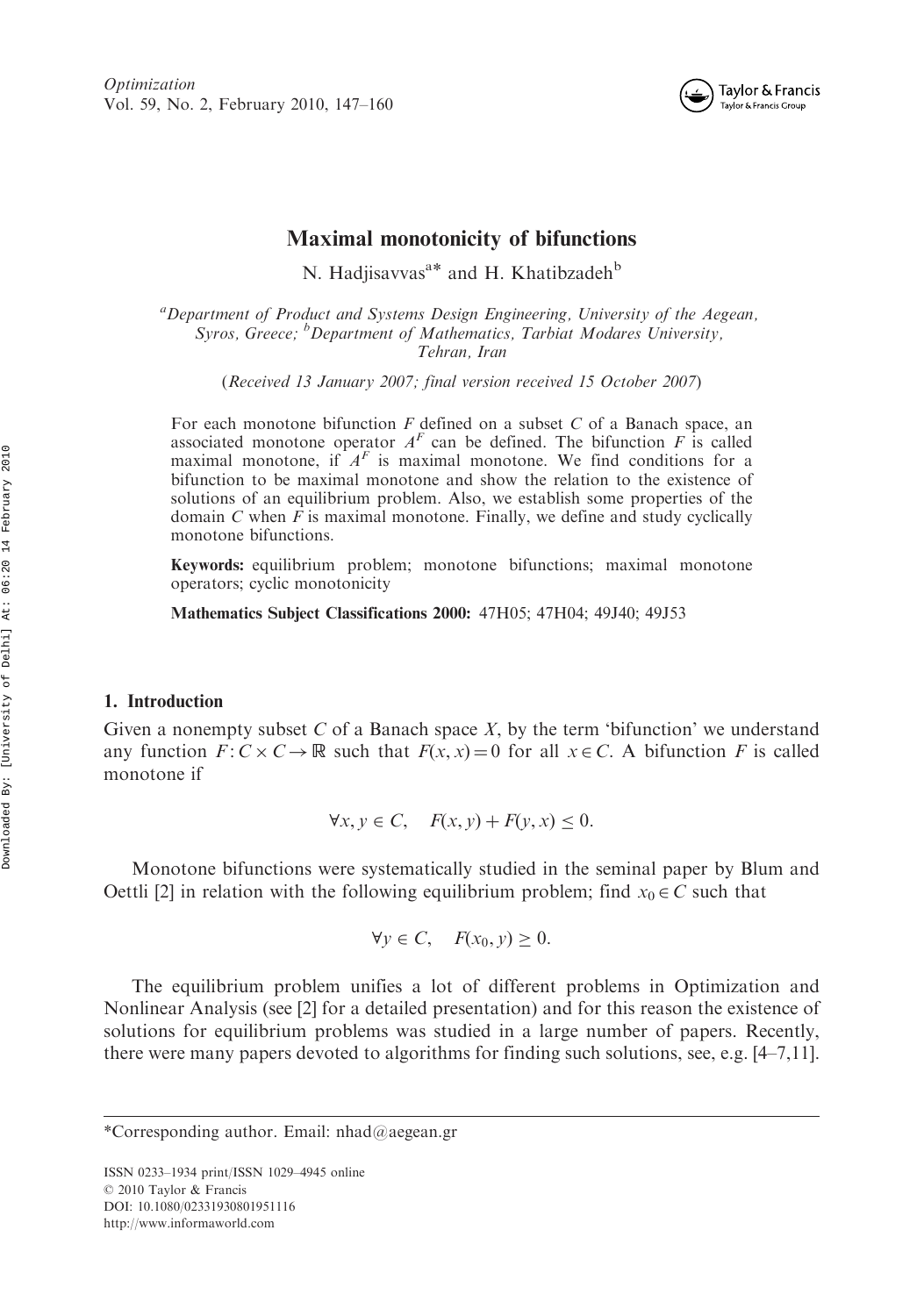# Maximal monotonicity of bifunctions

N. Hadjisavvas[a*] and H. Khatibzadeh[b]

[a]*Department of Product and Systems Design Engineering, University of the Aegean, Syros, Greece;* [b]*Department of Mathematics, Tarbiat Modares University, Tehran, Iran*

(*Received 13 January 2007; final version received 15 October 2007*)

For each monotone bifunction $F$ defined on a subset $C$ of a Banach space, an associated monotone operator $A^F$ can be defined. The bifunction $F$ is called maximal monotone, if $A^F$ is maximal monotone. We find conditions for a bifunction to be maximal monotone and show the relation to the existence of solutions of an equilibrium problem. Also, we establish some properties of the domain $C$ when $F$ is maximal monotone. Finally, we define and study cyclically monotone bifunctions.

**Keywords:** equilibrium problem; monotone bifunctions; maximal monotone operators; cyclic monotonicity

**Mathematics Subject Classifications 2000:** 47H05; 47H04; 49J40; 49J53

## 1. Introduction

Given a nonempty subset $C$ of a Banach space $X$, by the term 'bifunction' we understand any function $F: C \times C \to \mathbb{R}$ such that $F(x, x) = 0$ for all $x \in C$. A bifunction $F$ is called monotone if

$$\forall x, y \in C, \quad F(x, y) + F(y, x) \leq 0.$$

Monotone bifunctions were systematically studied in the seminal paper by Blum and Oettli [2] in relation with the following equilibrium problem; find $x_0 \in C$ such that

$$\forall y \in C, \quad F(x_0, y) \geq 0.$$

The equilibrium problem unifies a lot of different problems in Optimization and Nonlinear Analysis (see [2] for a detailed presentation) and for this reason the existence of solutions for equilibrium problems was studied in a large number of papers. Recently, there were many papers devoted to algorithms for finding such solutions, see, e.g. [4–7,11].

---

*Corresponding author. Email: nhad@aegean.gr

ISSN 0233–1934 print/ISSN 1029–4945 online
© 2010 Taylor & Francis
DOI: 10.1080/02331930801951116
http://www.informaworld.com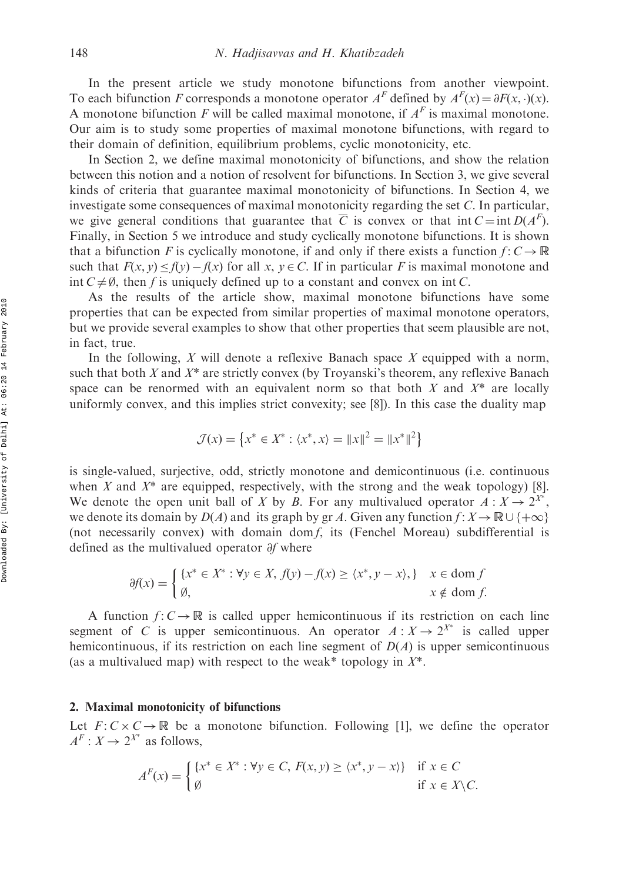In the present article we study monotone bifunctions from another viewpoint. To each bifunction $F$ corresponds a monotone operator $A^F$ defined by $A^F(x) = \partial F(x, \cdot)(x)$. A monotone bifunction $F$ will be called maximal monotone, if $A^F$ is maximal monotone. Our aim is to study some properties of maximal monotone bifunctions, with regard to their domain of definition, equilibrium problems, cyclic monotonicity, etc.

In Section 2, we define maximal monotonicity of bifunctions, and show the relation between this notion and a notion of resolvent for bifunctions. In Section 3, we give several kinds of criteria that guarantee maximal monotonicity of bifunctions. In Section 4, we investigate some consequences of maximal monotonicity regarding the set $C$. In particular, we give general conditions that guarantee that $\overline{C}$ is convex or that $\operatorname{int} C = \operatorname{int} D(A^F)$. Finally, in Section 5 we introduce and study cyclically monotone bifunctions. It is shown that a bifunction $F$ is cyclically monotone, if and only if there exists a function $f: C \to \mathbb{R}$ such that $F(x, y) \le f(y) - f(x)$ for all $x, y \in C$. If in particular $F$ is maximal monotone and $\operatorname{int} C \ne \emptyset$, then $f$ is uniquely defined up to a constant and convex on $\operatorname{int} C$.

As the results of the article show, maximal monotone bifunctions have some properties that can be expected from similar properties of maximal monotone operators, but we provide several examples to show that other properties that seem plausible are not, in fact, true.

In the following, $X$ will denote a reflexive Banach space $X$ equipped with a norm, such that both $X$ and $X^*$ are strictly convex (by Troyanski's theorem, any reflexive Banach space can be renormed with an equivalent norm so that both $X$ and $X^*$ are locally uniformly convex, and this implies strict convexity; see [8]). In this case the duality map

$$\mathcal{J}(x) = \left\{ x^* \in X^* : \langle x^*, x \rangle = \|x\|^2 = \|x^*\|^2 \right\}$$

is single-valued, surjective, odd, strictly monotone and demicontinuous (i.e. continuous when $X$ and $X^*$ are equipped, respectively, with the strong and the weak topology) [8]. We denote the open unit ball of $X$ by $B$. For any multivalued operator $A: X \to 2^{X^*}$, we denote its domain by $D(A)$ and its graph by gr $A$. Given any function $f: X \to \mathbb{R} \cup \{+\infty\}$ (not necessarily convex) with domain dom $f$, its (Fenchel Moreau) subdifferential is defined as the multivalued operator $\partial f$ where

$$\partial f(x) = \begin{cases} \{x^* \in X^* : \forall y \in X,\ f(y) - f(x) \ge \langle x^*, y - x \rangle,\} & x \in \operatorname{dom} f \\ \emptyset, & x \notin \operatorname{dom} f. \end{cases}$$

A function $f: C \to \mathbb{R}$ is called upper hemicontinuous if its restriction on each line segment of $C$ is upper semicontinuous. An operator $A: X \to 2^{X^*}$ is called upper hemicontinuous, if its restriction on each line segment of $D(A)$ is upper semicontinuous (as a multivalued map) with respect to the weak* topology in $X^*$.

## 2. Maximal monotonicity of bifunctions

Let $F: C \times C \to \mathbb{R}$ be a monotone bifunction. Following [1], we define the operator $A^F: X \to 2^{X^*}$ as follows,

$$A^F(x) = \begin{cases} \{x^* \in X^* : \forall y \in C,\ F(x, y) \ge \langle x^*, y - x \rangle\} & \text{if } x \in C \\ \emptyset & \text{if } x \in X \backslash C. \end{cases}$$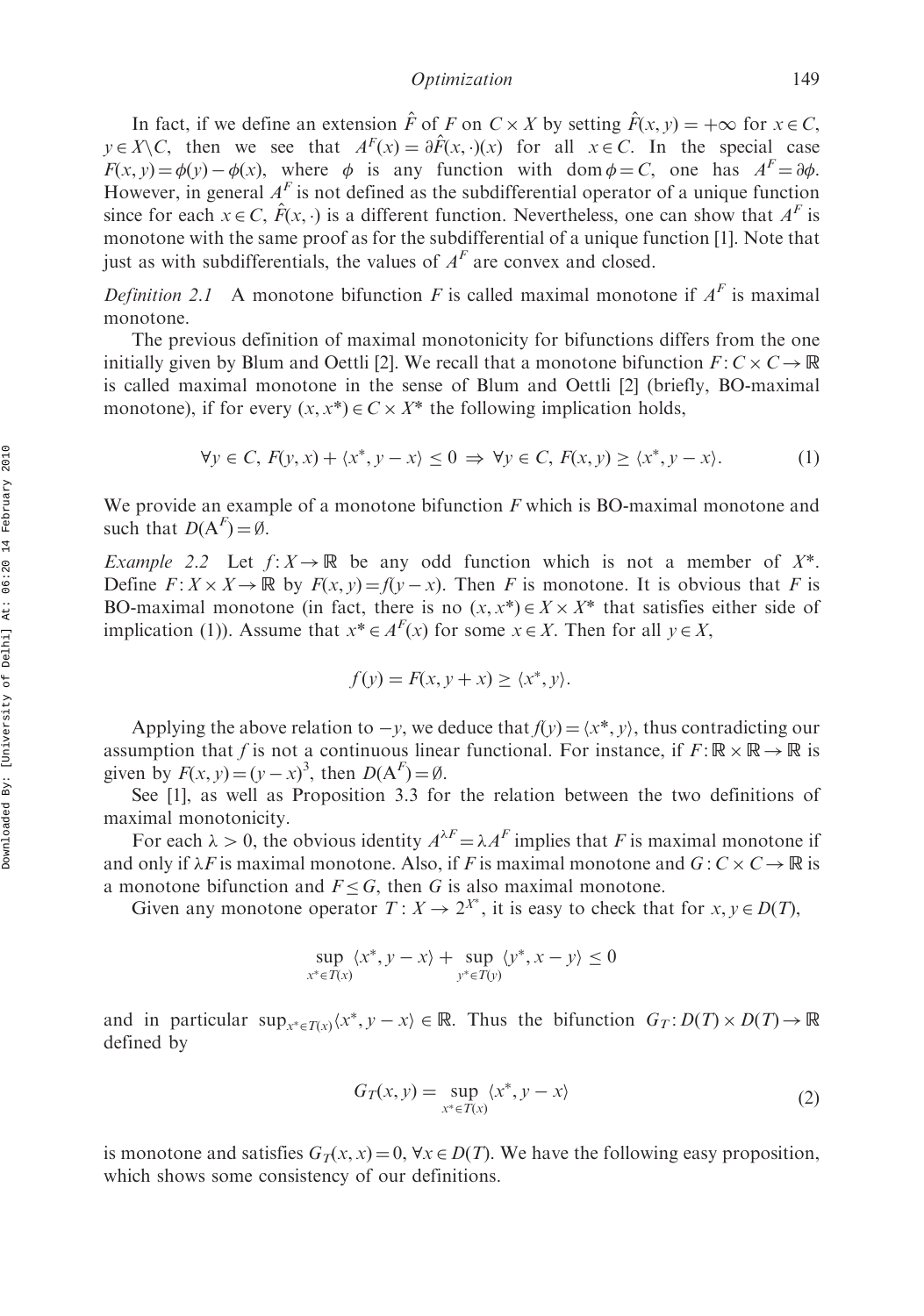In fact, if we define an extension $\hat{F}$ of $F$ on $C \times X$ by setting $\hat{F}(x, y) = +\infty$ for $x \in C$, $y \in X \backslash C$, then we see that $A^F(x) = \partial \hat{F}(x, \cdot)(x)$ for all $x \in C$. In the special case $F(x, y) = \phi(y) - \phi(x)$, where $\phi$ is any function with $\operatorname{dom} \phi = C$, one has $A^F = \partial \phi$. However, in general $A^F$ is not defined as the subdifferential operator of a unique function since for each $x \in C$, $\hat{F}(x, \cdot)$ is a different function. Nevertheless, one can show that $A^F$ is monotone with the same proof as for the subdifferential of a unique function [1]. Note that just as with subdifferentials, the values of $A^F$ are convex and closed.

*Definition 2.1* A monotone bifunction $F$ is called maximal monotone if $A^F$ is maximal monotone.

The previous definition of maximal monotonicity for bifunctions differs from the one initially given by Blum and Oettli [2]. We recall that a monotone bifunction $F: C \times C \to \mathbb{R}$ is called maximal monotone in the sense of Blum and Oettli [2] (briefly, BO-maximal monotone), if for every $(x, x^*) \in C \times X^*$ the following implication holds,

$$\forall y \in C,\ F(y, x) + \langle x^*, y - x \rangle \leq 0 \Rightarrow \forall y \in C,\ F(x, y) \geq \langle x^*, y - x \rangle. \tag{1}$$

We provide an example of a monotone bifunction $F$ which is BO-maximal monotone and such that $D(A^F) = \emptyset$.

*Example 2.2* Let $f: X \to \mathbb{R}$ be any odd function which is not a member of $X^*$. Define $F: X \times X \to \mathbb{R}$ by $F(x, y) = f(y - x)$. Then $F$ is monotone. It is obvious that $F$ is BO-maximal monotone (in fact, there is no $(x, x^*) \in X \times X^*$ that satisfies either side of implication (1)). Assume that $x^* \in A^F(x)$ for some $x \in X$. Then for all $y \in X$,

$$f(y) = F(x, y + x) \geq \langle x^*, y \rangle.$$

Applying the above relation to $-y$, we deduce that $f(y) = \langle x^*, y \rangle$, thus contradicting our assumption that $f$ is not a continuous linear functional. For instance, if $F: \mathbb{R} \times \mathbb{R} \to \mathbb{R}$ is given by $F(x, y) = (y - x)^3$, then $D(A^F) = \emptyset$.

See [1], as well as Proposition 3.3 for the relation between the two definitions of maximal monotonicity.

For each $\lambda > 0$, the obvious identity $A^{\lambda F} = \lambda A^F$ implies that $F$ is maximal monotone if and only if $\lambda F$ is maximal monotone. Also, if $F$ is maximal monotone and $G: C \times C \to \mathbb{R}$ is a monotone bifunction and $F \leq G$, then $G$ is also maximal monotone.

Given any monotone operator $T: X \to 2^{X^*}$, it is easy to check that for $x, y \in D(T)$,

$$\sup_{x^* \in T(x)} \langle x^*, y - x \rangle + \sup_{y^* \in T(y)} \langle y^*, x - y \rangle \leq 0$$

and in particular $\sup_{x^* \in T(x)} \langle x^*, y - x \rangle \in \mathbb{R}$. Thus the bifunction $G_T: D(T) \times D(T) \to \mathbb{R}$ defined by

$$G_T(x, y) = \sup_{x^* \in T(x)} \langle x^*, y - x \rangle \tag{2}$$

is monotone and satisfies $G_T(x, x) = 0$, $\forall x \in D(T)$. We have the following easy proposition, which shows some consistency of our definitions.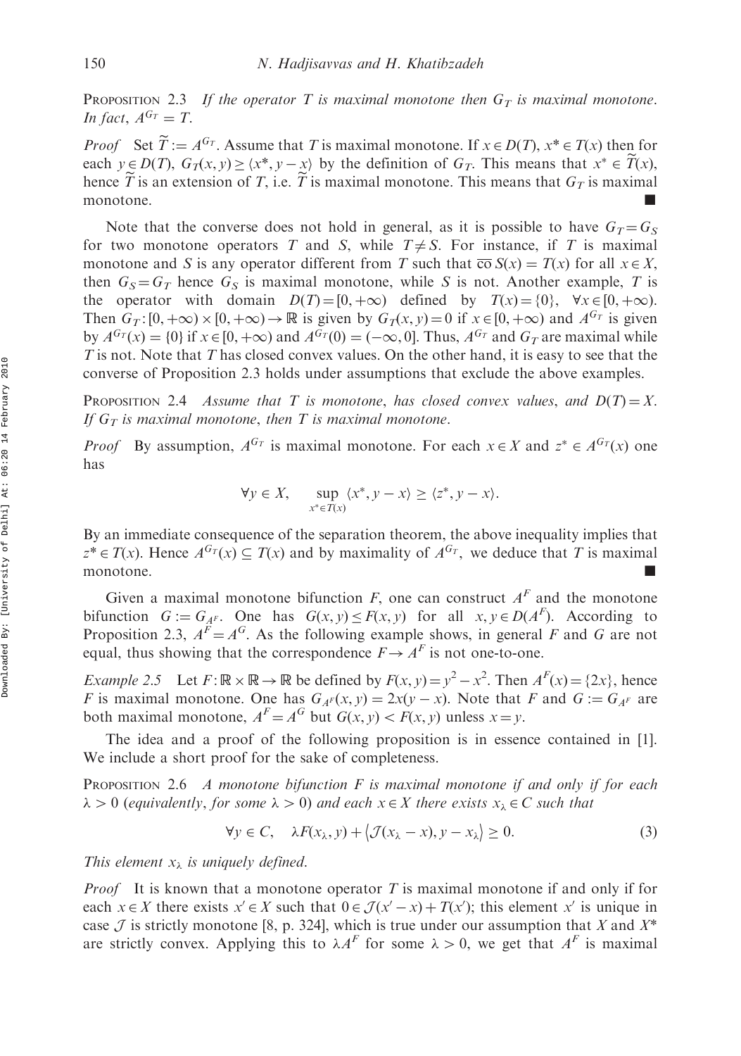Proposition 2.3 *If the operator $T$ is maximal monotone then $G_T$ is maximal monotone. In fact, $A^{G_T} = T$.*

*Proof* Set $\widetilde{T} := A^{G_T}$. Assume that $T$ is maximal monotone. If $x \in D(T)$, $x^* \in T(x)$ then for each $y \in D(T)$, $G_T(x, y) \geq \langle x^*, y - x \rangle$ by the definition of $G_T$. This means that $x^* \in \widetilde{T}(x)$, hence $\widetilde{T}$ is an extension of $T$, i.e. $\widetilde{T}$ is maximal monotone. This means that $G_T$ is maximal monotone. ■

Note that the converse does not hold in general, as it is possible to have $G_T = G_S$ for two monotone operators $T$ and $S$, while $T \neq S$. For instance, if $T$ is maximal monotone and $S$ is any operator different from $T$ such that $\overline{\text{co}}\, S(x) = T(x)$ for all $x \in X$, then $G_S = G_T$ hence $G_S$ is maximal monotone, while $S$ is not. Another example, $T$ is the operator with domain $D(T) = [0, +\infty)$ defined by $T(x) = \{0\}$, $\forall x \in [0, +\infty)$. Then $G_T : [0, +\infty) \times [0, +\infty) \to \mathbb{R}$ is given by $G_T(x, y) = 0$ if $x \in [0, +\infty)$ and $A^{G_T}$ is given by $A^{G_T}(x) = \{0\}$ if $x \in [0, +\infty)$ and $A^{G_T}(0) = (-\infty, 0]$. Thus, $A^{G_T}$ and $G_T$ are maximal while $T$ is not. Note that $T$ has closed convex values. On the other hand, it is easy to see that the converse of Proposition 2.3 holds under assumptions that exclude the above examples.

Proposition 2.4 *Assume that $T$ is monotone, has closed convex values, and $D(T) = X$. If $G_T$ is maximal monotone, then $T$ is maximal monotone.*

*Proof* By assumption, $A^{G_T}$ is maximal monotone. For each $x \in X$ and $z^* \in A^{G_T}(x)$ one has

$$\forall y \in X, \quad \sup_{x^* \in T(x)} \langle x^*, y - x \rangle \geq \langle z^*, y - x \rangle.$$

By an immediate consequence of the separation theorem, the above inequality implies that $z^* \in T(x)$. Hence $A^{G_T}(x) \subseteq T(x)$ and by maximality of $A^{G_T}$, we deduce that $T$ is maximal monotone. ■

Given a maximal monotone bifunction $F$, one can construct $A^F$ and the monotone bifunction $G := G_{A^F}$. One has $G(x, y) \leq F(x, y)$ for all $x, y \in D(A^F)$. According to Proposition 2.3, $A^F = A^G$. As the following example shows, in general $F$ and $G$ are not equal, thus showing that the correspondence $F \to A^F$ is not one-to-one.

*Example 2.5* Let $F : \mathbb{R} \times \mathbb{R} \to \mathbb{R}$ be defined by $F(x, y) = y^2 - x^2$. Then $A^F(x) = \{2x\}$, hence $F$ is maximal monotone. One has $G_{A^F}(x, y) = 2x(y - x)$. Note that $F$ and $G := G_{A^F}$ are both maximal monotone, $A^F = A^G$ but $G(x, y) < F(x, y)$ unless $x = y$.

The idea and a proof of the following proposition is in essence contained in [1]. We include a short proof for the sake of completeness.

Proposition 2.6 *A monotone bifunction $F$ is maximal monotone if and only if for each $\lambda > 0$ (equivalently, for some $\lambda > 0$) and each $x \in X$ there exists $x_\lambda \in C$ such that*

$$\forall y \in C, \quad \lambda F(x_\lambda, y) + \langle \mathcal{J}(x_\lambda - x), y - x_\lambda \rangle \geq 0. \tag{3}$$

*This element $x_\lambda$ is uniquely defined.*

*Proof* It is known that a monotone operator $T$ is maximal monotone if and only if for each $x \in X$ there exists $x' \in X$ such that $0 \in \mathcal{J}(x' - x) + T(x')$; this element $x'$ is unique in case $\mathcal{J}$ is strictly monotone [8, p. 324], which is true under our assumption that $X$ and $X^*$ are strictly convex. Applying this to $\lambda A^F$ for some $\lambda > 0$, we get that $A^F$ is maximal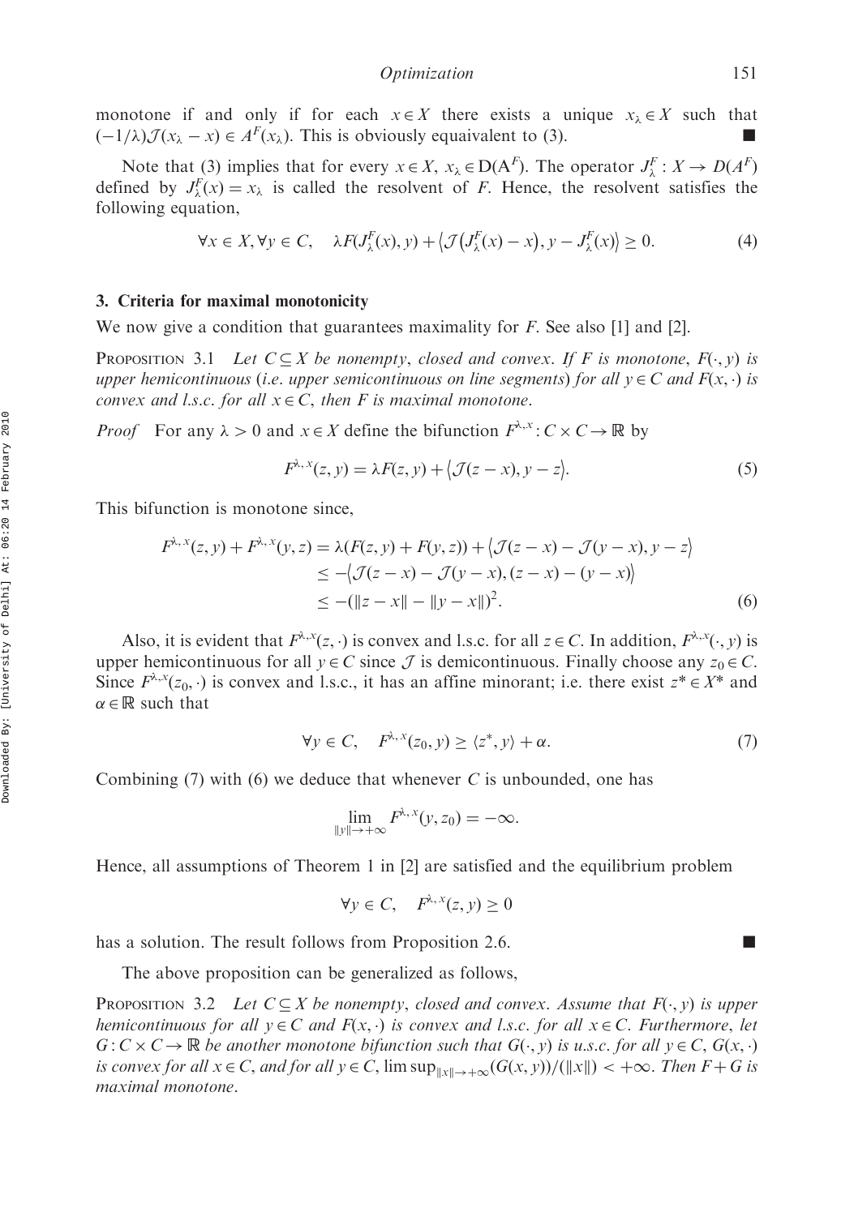monotone if and only if for each $x \in X$ there exists a unique $x_\lambda \in X$ such that $(-1/\lambda)\mathcal{J}(x_\lambda - x) \in A^F(x_\lambda)$. This is obviously equaivalent to (3). ■

Note that (3) implies that for every $x \in X$, $x_\lambda \in D(A^F)$. The operator $J^F_\lambda : X \to D(A^F)$ defined by $J^F_\lambda(x) = x_\lambda$ is called the resolvent of $F$. Hence, the resolvent satisfies the following equation,

$$\forall x \in X, \forall y \in C, \quad \lambda F(J^F_\lambda(x), y) + \langle \mathcal{J}(J^F_\lambda(x) - x), y - J^F_\lambda(x) \rangle \geq 0. \tag{4}$$

## 3. Criteria for maximal monotonicity

We now give a condition that guarantees maximality for $F$. See also [1] and [2].

**Proposition 3.1** *Let $C \subseteq X$ be nonempty, closed and convex. If $F$ is monotone, $F(\cdot, y)$ is upper hemicontinuous (i.e. upper semicontinuous on line segments) for all $y \in C$ and $F(x, \cdot)$ is convex and l.s.c. for all $x \in C$, then $F$ is maximal monotone.*

*Proof* For any $\lambda > 0$ and $x \in X$ define the bifunction $F^{\lambda,x} : C \times C \to \mathbb{R}$ by

$$F^{\lambda,x}(z, y) = \lambda F(z, y) + \langle \mathcal{J}(z - x), y - z \rangle. \tag{5}$$

This bifunction is monotone since,

$$\begin{aligned} F^{\lambda,x}(z, y) + F^{\lambda,x}(y, z) &= \lambda(F(z, y) + F(y, z)) + \langle \mathcal{J}(z - x) - \mathcal{J}(y - x), y - z \rangle \\ &\leq -\langle \mathcal{J}(z - x) - \mathcal{J}(y - x), (z - x) - (y - x) \rangle \\ &\leq -(\|z - x\| - \|y - x\|)^2. \end{aligned} \tag{6}$$

Also, it is evident that $F^{\lambda,x}(z, \cdot)$ is convex and l.s.c. for all $z \in C$. In addition, $F^{\lambda,x}(\cdot, y)$ is upper hemicontinuous for all $y \in C$ since $\mathcal{J}$ is demicontinuous. Finally choose any $z_0 \in C$. Since $F^{\lambda,x}(z_0, \cdot)$ is convex and l.s.c., it has an affine minorant; i.e. there exist $z^* \in X^*$ and $\alpha \in \mathbb{R}$ such that

$$\forall y \in C, \quad F^{\lambda,x}(z_0, y) \geq \langle z^*, y \rangle + \alpha. \tag{7}$$

Combining (7) with (6) we deduce that whenever $C$ is unbounded, one has

$$\lim_{\|y\| \to +\infty} F^{\lambda,x}(y, z_0) = -\infty.$$

Hence, all assumptions of Theorem 1 in [2] are satisfied and the equilibrium problem

$$\forall y \in C, \quad F^{\lambda,x}(z, y) \geq 0$$

has a solution. The result follows from Proposition 2.6. ■

The above proposition can be generalized as follows,

**Proposition 3.2** *Let $C \subseteq X$ be nonempty, closed and convex. Assume that $F(\cdot, y)$ is upper hemicontinuous for all $y \in C$ and $F(x, \cdot)$ is convex and l.s.c. for all $x \in C$. Furthermore, let $G : C \times C \to \mathbb{R}$ be another monotone bifunction such that $G(\cdot, y)$ is u.s.c. for all $y \in C$, $G(x, \cdot)$ is convex for all $x \in C$, and for all $y \in C$, $\limsup_{\|x\| \to +\infty}(G(x, y))/(\|x\|) < +\infty$. Then $F + G$ is maximal monotone.*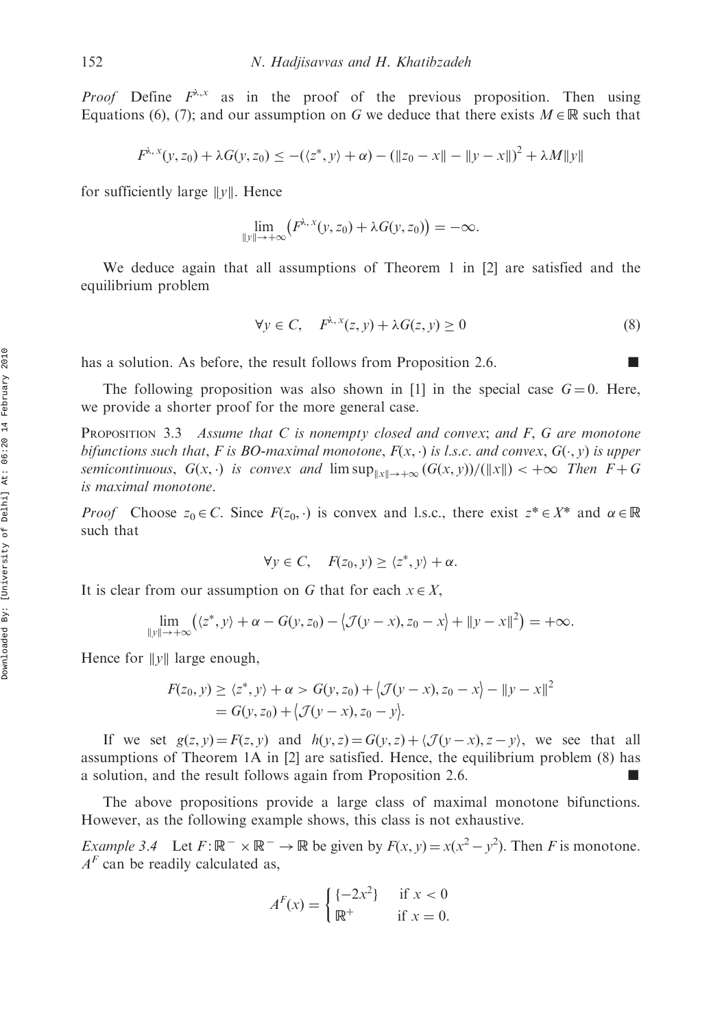*Proof* Define $F^{\lambda,x}$ as in the proof of the previous proposition. Then using Equations (6), (7); and our assumption on $G$ we deduce that there exists $M \in \mathbb{R}$ such that

$$F^{\lambda,x}(y, z_0) + \lambda G(y, z_0) \leq -(\langle z^*, y\rangle + \alpha) - (\|z_0 - x\| - \|y - x\|)^2 + \lambda M\|y\|$$

for sufficiently large $\|y\|$. Hence

$$\lim_{\|y\|\to+\infty} \left(F^{\lambda,x}(y, z_0) + \lambda G(y, z_0)\right) = -\infty.$$

We deduce again that all assumptions of Theorem 1 in [2] are satisfied and the equilibrium problem

$$\forall y \in C, \quad F^{\lambda,x}(z, y) + \lambda G(z, y) \geq 0 \tag{8}$$

has a solution. As before, the result follows from Proposition 2.6. ■

The following proposition was also shown in [1] in the special case $G = 0$. Here, we provide a shorter proof for the more general case.

PROPOSITION 3.3 *Assume that $C$ is nonempty closed and convex; and $F$, $G$ are monotone bifunctions such that, $F$ is BO-maximal monotone, $F(x, \cdot)$ is l.s.c. and convex, $G(\cdot, y)$ is upper semicontinuous, $G(x, \cdot)$ is convex and $\limsup_{\|x\|\to+\infty} (G(x, y))/(\|x\|) < +\infty$ Then $F + G$ is maximal monotone.*

*Proof* Choose $z_0 \in C$. Since $F(z_0, \cdot)$ is convex and l.s.c., there exist $z^* \in X^*$ and $\alpha \in \mathbb{R}$ such that

$$\forall y \in C, \quad F(z_0, y) \geq \langle z^*, y\rangle + \alpha.$$

It is clear from our assumption on $G$ that for each $x \in X$,

$$\lim_{\|y\|\to+\infty} \left(\langle z^*, y\rangle + \alpha - G(y, z_0) - \langle \mathcal{J}(y - x), z_0 - x\rangle + \|y - x\|^2\right) = +\infty.$$

Hence for $\|y\|$ large enough,

$$\begin{aligned} F(z_0, y) &\geq \langle z^*, y\rangle + \alpha > G(y, z_0) + \langle \mathcal{J}(y - x), z_0 - x\rangle - \|y - x\|^2 \\ &= G(y, z_0) + \langle \mathcal{J}(y - x), z_0 - y\rangle. \end{aligned}$$

If we set $g(z, y) = F(z, y)$ and $h(y, z) = G(y, z) + \langle \mathcal{J}(y - x), z - y\rangle$, we see that all assumptions of Theorem 1A in [2] are satisfied. Hence, the equilibrium problem (8) has a solution, and the result follows again from Proposition 2.6. ■

The above propositions provide a large class of maximal monotone bifunctions. However, as the following example shows, this class is not exhaustive.

*Example 3.4* Let $F: \mathbb{R}^- \times \mathbb{R}^- \to \mathbb{R}$ be given by $F(x, y) = x(x^2 - y^2)$. Then $F$ is monotone. $A^F$ can be readily calculated as,

$$A^F(x) = \begin{cases} \{-2x^2\} & \text{if } x < 0 \\ \mathbb{R}^+ & \text{if } x = 0. \end{cases}$$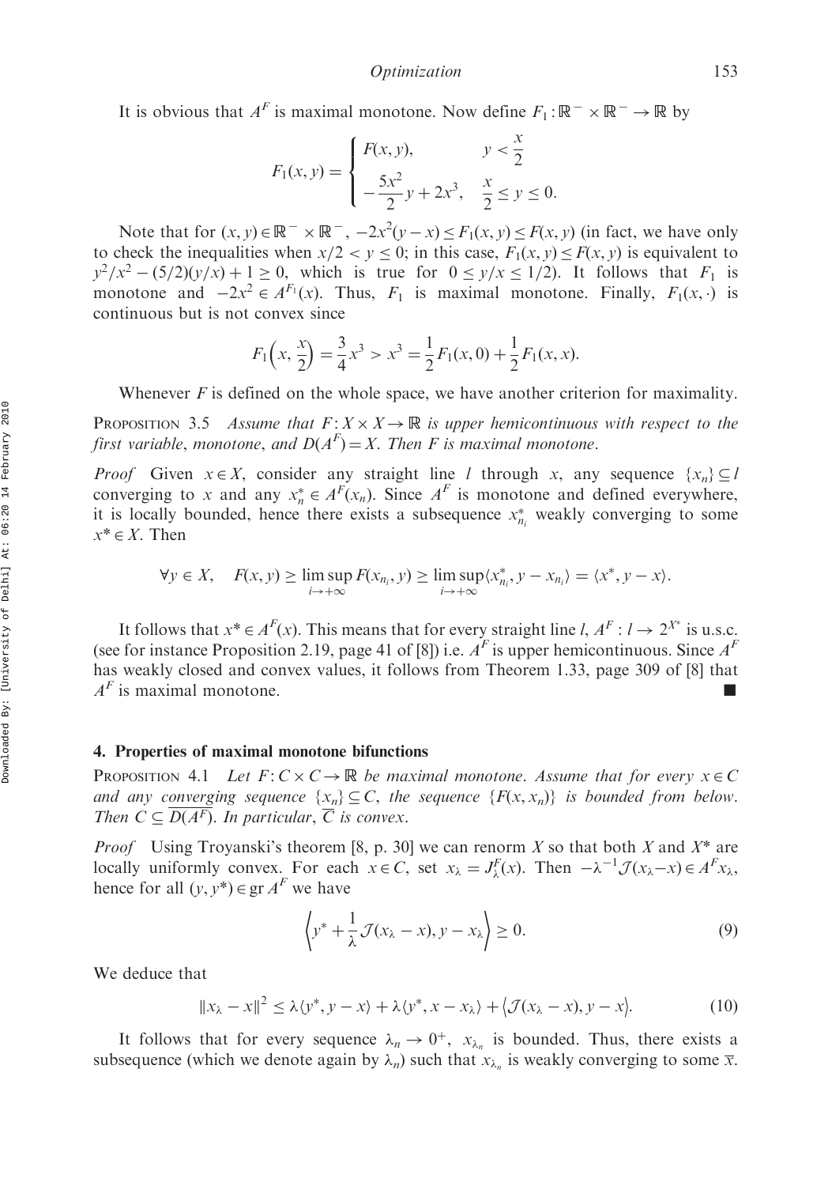It is obvious that $A^F$ is maximal monotone. Now define $F_1 : \mathbb{R}^- \times \mathbb{R}^- \to \mathbb{R}$ by

$$F_1(x,y) = \begin{cases} F(x,y), & y < \dfrac{x}{2} \\ -\dfrac{5x^2}{2}y + 2x^3, & \dfrac{x}{2} \le y \le 0. \end{cases}$$

Note that for $(x,y) \in \mathbb{R}^- \times \mathbb{R}^-$, $-2x^2(y-x) \le F_1(x,y) \le F(x,y)$ (in fact, we have only to check the inequalities when $x/2 < y \le 0$; in this case, $F_1(x,y) \le F(x,y)$ is equivalent to $y^2/x^2 - (5/2)(y/x) + 1 \ge 0$, which is true for $0 \le y/x \le 1/2$). It follows that $F_1$ is monotone and $-2x^2 \in A^{F_1}(x)$. Thus, $F_1$ is maximal monotone. Finally, $F_1(x,\cdot)$ is continuous but is not convex since

$$F_1\Big(x, \frac{x}{2}\Big) = \frac{3}{4}x^3 > x^3 = \frac{1}{2}F_1(x,0) + \frac{1}{2}F_1(x,x).$$

Whenever $F$ is defined on the whole space, we have another criterion for maximality.

**Proposition 3.5** *Assume that $F : X \times X \to \mathbb{R}$ is upper hemicontinuous with respect to the first variable, monotone, and $D(A^F) = X$. Then $F$ is maximal monotone.*

*Proof* Given $x \in X$, consider any straight line $l$ through $x$, any sequence $\{x_n\} \subseteq l$ converging to $x$ and any $x_n^* \in A^F(x_n)$. Since $A^F$ is monotone and defined everywhere, it is locally bounded, hence there exists a subsequence $x_{n_i}^*$ weakly converging to some $x^* \in X$. Then

$$\forall y \in X, \quad F(x,y) \ge \limsup_{i \to +\infty} F(x_{n_i}, y) \ge \limsup_{i \to +\infty} \langle x_{n_i}^*, y - x_{n_i} \rangle = \langle x^*, y - x \rangle.$$

It follows that $x^* \in A^F(x)$. This means that for every straight line $l$, $A^F : l \to 2^{X^*}$ is u.s.c. (see for instance Proposition 2.19, page 41 of [8]) i.e. $A^F$ is upper hemicontinuous. Since $A^F$ has weakly closed and convex values, it follows from Theorem 1.33, page 309 of [8] that $A^F$ is maximal monotone. ■

## 4. Properties of maximal monotone bifunctions

**Proposition 4.1** *Let $F : C \times C \to \mathbb{R}$ be maximal monotone. Assume that for every $x \in C$ and any converging sequence $\{x_n\} \subseteq C$, the sequence $\{F(x, x_n)\}$ is bounded from below. Then $C \subseteq \overline{D(A^F)}$. In particular, $\overline{C}$ is convex.*

*Proof* Using Troyanski's theorem [8, p. 30] we can renorm $X$ so that both $X$ and $X^*$ are locally uniformly convex. For each $x \in C$, set $x_\lambda = J_\lambda^F(x)$. Then $-\lambda^{-1}\mathcal{J}(x_\lambda - x) \in A^F x_\lambda$, hence for all $(y, y^*) \in \operatorname{gr} A^F$ we have

$$\left\langle y^* + \frac{1}{\lambda}\mathcal{J}(x_\lambda - x), y - x_\lambda \right\rangle \ge 0. \tag{9}$$

We deduce that

$$\|x_\lambda - x\|^2 \le \lambda\langle y^*, y - x\rangle + \lambda\langle y^*, x - x_\lambda\rangle + \big\langle \mathcal{J}(x_\lambda - x), y - x \big\rangle. \tag{10}$$

It follows that for every sequence $\lambda_n \to 0^+$, $x_{\lambda_n}$ is bounded. Thus, there exists a subsequence (which we denote again by $\lambda_n$) such that $x_{\lambda_n}$ is weakly converging to some $\overline{x}$.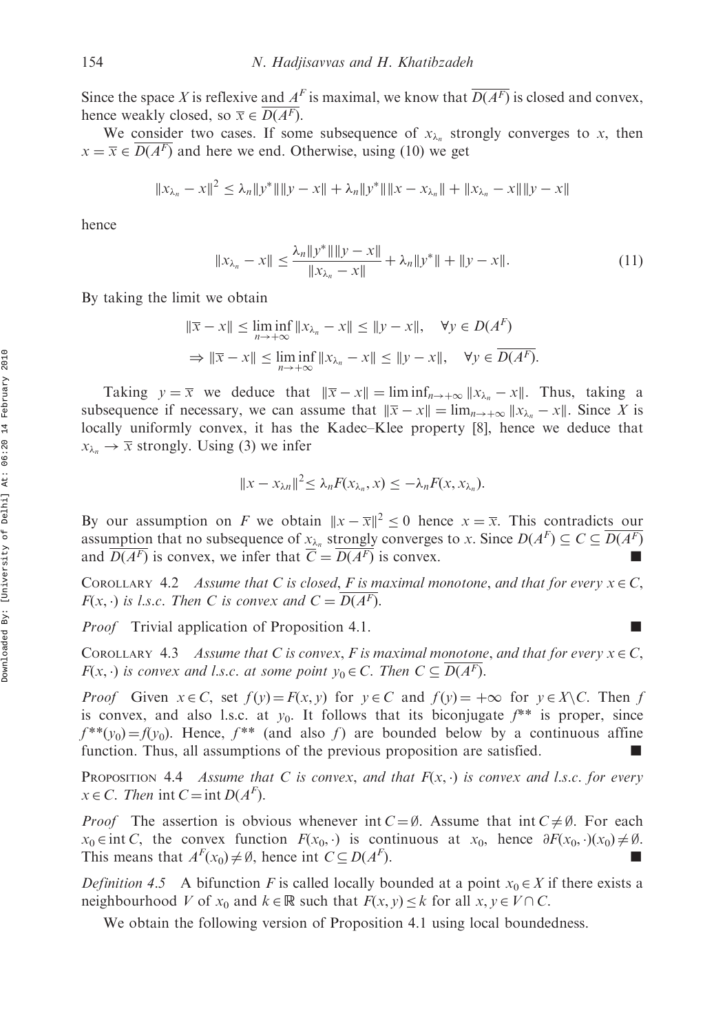Since the space $X$ is reflexive and $A^F$ is maximal, we know that $\overline{D(A^F)}$ is closed and convex, hence weakly closed, so $\overline{x} \in \overline{D(A^F)}$.

We consider two cases. If some subsequence of $x_{\lambda_n}$ strongly converges to $x$, then $x = \overline{x} \in \overline{D(A^F)}$ and here we end. Otherwise, using (10) we get

$$\|x_{\lambda_n} - x\|^2 \leq \lambda_n \|y^*\| \|y - x\| + \lambda_n \|y^*\| \|x - x_{\lambda_n}\| + \|x_{\lambda_n} - x\| \|y - x\|$$

hence

$$\|x_{\lambda_n} - x\| \leq \frac{\lambda_n \|y^*\| \|y - x\|}{\|x_{\lambda_n} - x\|} + \lambda_n \|y^*\| + \|y - x\|. \tag{11}$$

By taking the limit we obtain

$$\|\overline{x} - x\| \leq \liminf_{n \to +\infty} \|x_{\lambda_n} - x\| \leq \|y - x\|, \quad \forall y \in D(A^F)$$
$$\Rightarrow \|\overline{x} - x\| \leq \liminf_{n \to +\infty} \|x_{\lambda_n} - x\| \leq \|y - x\|, \quad \forall y \in \overline{D(A^F)}.$$

Taking $y = \overline{x}$ we deduce that $\|\overline{x} - x\| = \liminf_{n \to +\infty} \|x_{\lambda_n} - x\|$. Thus, taking a subsequence if necessary, we can assume that $\|\overline{x} - x\| = \lim_{n \to +\infty} \|x_{\lambda_n} - x\|$. Since $X$ is locally uniformly convex, it has the Kadec–Klee property [8], hence we deduce that $x_{\lambda_n} \to \overline{x}$ strongly. Using (3) we infer

$$\|x - x_{\lambda n}\|^2 \leq \lambda_n F(x_{\lambda_n}, x) \leq -\lambda_n F(x, x_{\lambda_n}).$$

By our assumption on $F$ we obtain $\|x - \overline{x}\|^2 \leq 0$ hence $x = \overline{x}$. This contradicts our assumption that no subsequence of $x_{\lambda_n}$ strongly converges to $x$. Since $D(A^F) \subseteq C \subseteq \overline{D(A^F)}$ and $\overline{D(A^F)}$ is convex, we infer that $\overline{C} = \overline{D(A^F)}$ is convex. ■

Corollary 4.2 *Assume that $C$ is closed, $F$ is maximal monotone, and that for every $x \in C$, $F(x, \cdot)$ is l.s.c. Then $C$ is convex and $C = \overline{D(A^F)}$.*

*Proof* Trivial application of Proposition 4.1. ■

Corollary 4.3 *Assume that $C$ is convex, $F$ is maximal monotone, and that for every $x \in C$, $F(x, \cdot)$ is convex and l.s.c. at some point $y_0 \in C$. Then $C \subseteq \overline{D(A^F)}$.*

*Proof* Given $x \in C$, set $f(y) = F(x, y)$ for $y \in C$ and $f(y) = +\infty$ for $y \in X \setminus C$. Then $f$ is convex, and also l.s.c. at $y_0$. It follows that its biconjugate $f^{**}$ is proper, since $f^{**}(y_0) = f(y_0)$. Hence, $f^{**}$ (and also $f$) are bounded below by a continuous affine function. Thus, all assumptions of the previous proposition are satisfied. ■

Proposition 4.4 *Assume that $C$ is convex, and that $F(x, \cdot)$ is convex and l.s.c. for every $x \in C$. Then $\operatorname{int} C = \operatorname{int} D(A^F)$.*

*Proof* The assertion is obvious whenever $\operatorname{int} C = \emptyset$. Assume that $\operatorname{int} C \neq \emptyset$. For each $x_0 \in \operatorname{int} C$, the convex function $F(x_0, \cdot)$ is continuous at $x_0$, hence $\partial F(x_0, \cdot)(x_0) \neq \emptyset$. This means that $A^F(x_0) \neq \emptyset$, hence $\operatorname{int} C \subseteq D(A^F)$. ■

*Definition 4.5* A bifunction $F$ is called locally bounded at a point $x_0 \in X$ if there exists a neighbourhood $V$ of $x_0$ and $k \in \mathbb{R}$ such that $F(x, y) \leq k$ for all $x, y \in V \cap C$.

We obtain the following version of Proposition 4.1 using local boundedness.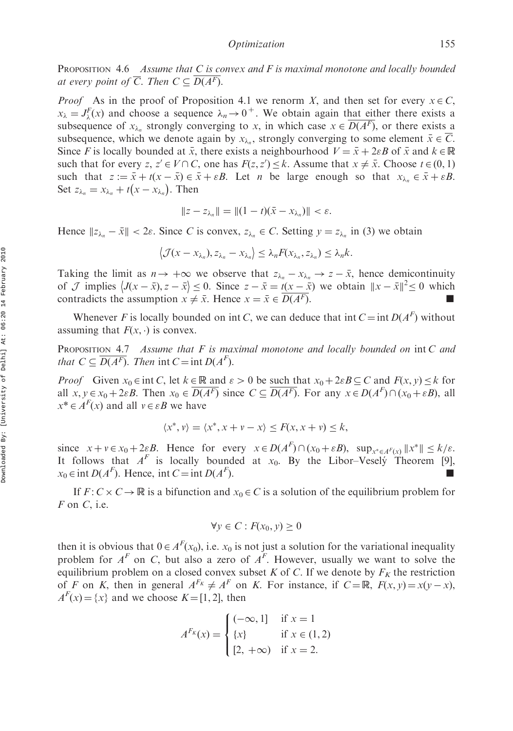**Proposition 4.6** *Assume that C is convex and F is maximal monotone and locally bounded at every point of $\overline{C}$. Then $C \subseteq \overline{D(A^F)}$.*

*Proof* As in the proof of Proposition 4.1 we renorm $X$, and then set for every $x \in C$, $x_\lambda = J_\lambda^F(x)$ and choose a sequence $\lambda_n \to 0^+$. We obtain again that either there exists a subsequence of $x_{\lambda_n}$ strongly converging to $x$, in which case $x \in \overline{D(A^F)}$, or there exists a subsequence, which we denote again by $x_{\lambda_n}$, strongly converging to some element $\bar{x} \in \overline{C}$. Since $F$ is locally bounded at $\bar{x}$, there exists a neighbourhood $V = \bar{x} + 2\varepsilon B$ of $\bar{x}$ and $k \in \mathbb{R}$ such that for every $z, z' \in V \cap C$, one has $F(z, z') \leq k$. Assume that $x \neq \bar{x}$. Choose $t \in (0,1)$ such that $z := \bar{x} + t(x - \bar{x}) \in \bar{x} + \varepsilon B$. Let $n$ be large enough so that $x_{\lambda_n} \in \bar{x} + \varepsilon B$. Set $z_{\lambda_n} = x_{\lambda_n} + t(x - x_{\lambda_n})$. Then

$$\|z - z_{\lambda_n}\| = \|(1-t)(\bar{x} - x_{\lambda_n})\| < \varepsilon.$$

Hence $\|z_{\lambda_n} - \bar{x}\| < 2\varepsilon$. Since $C$ is convex, $z_{\lambda_n} \in C$. Setting $y = z_{\lambda_n}$ in (3) we obtain

$$\langle \mathcal{J}(x - x_{\lambda_n}), z_{\lambda_n} - x_{\lambda_n} \rangle \leq \lambda_n F(x_{\lambda_n}, z_{\lambda_n}) \leq \lambda_n k.$$

Taking the limit as $n \to +\infty$ we observe that $z_{\lambda_n} - x_{\lambda_n} \to z - \bar{x}$, hence demicontinuity of $\mathcal{J}$ implies $\langle J(x - \bar{x}), z - \bar{x} \rangle \leq 0$. Since $z - \bar{x} = t(x - \bar{x})$ we obtain $\|x - \bar{x}\|^2 \leq 0$ which contradicts the assumption $x \neq \bar{x}$. Hence $x = \bar{x} \in \overline{D(A^F)}$. ∎

Whenever $F$ is locally bounded on $\operatorname{int} C$, we can deduce that $\operatorname{int} C = \operatorname{int} D(A^F)$ without assuming that $F(x, \cdot)$ is convex.

**Proposition 4.7** *Assume that F is maximal monotone and locally bounded on* $\operatorname{int} C$ *and that* $C \subseteq \overline{D(A^F)}$. *Then* $\operatorname{int} C = \operatorname{int} D(A^F)$.

*Proof* Given $x_0 \in \operatorname{int} C$, let $k \in \mathbb{R}$ and $\varepsilon > 0$ be such that $x_0 + 2\varepsilon B \subseteq C$ and $F(x, y) \leq k$ for all $x, y \in x_0 + 2\varepsilon B$. Then $x_0 \in \overline{D(A^F)}$ since $C \subseteq \overline{D(A^F)}$. For any $x \in D(A^F) \cap (x_0 + \varepsilon B)$, all $x^* \in A^F(x)$ and all $v \in \varepsilon B$ we have

$$\langle x^*, v \rangle = \langle x^*, x + v - x \rangle \leq F(x, x + v) \leq k,$$

since $x + v \in x_0 + 2\varepsilon B$. Hence for every $x \in D(A^F) \cap (x_0 + \varepsilon B)$, $\sup_{x^* \in A^F(x)} \|x^*\| \leq k/\varepsilon$. It follows that $A^F$ is locally bounded at $x_0$. By the Libor–Veselý Theorem [9], $x_0 \in \operatorname{int} D(A^F)$. Hence, $\operatorname{int} C = \operatorname{int} D(A^F)$. ∎

If $F: C \times C \to \mathbb{R}$ is a bifunction and $x_0 \in C$ is a solution of the equilibrium problem for $F$ on $C$, i.e.

$$\forall y \in C: F(x_0, y) \geq 0$$

then it is obvious that $0 \in A^F(x_0)$, i.e. $x_0$ is not just a solution for the variational inequality problem for $A^F$ on $C$, but also a zero of $A^F$. However, usually we want to solve the equilibrium problem on a closed convex subset $K$ of $C$. If we denote by $F_K$ the restriction of $F$ on $K$, then in general $A^{F_K} \neq A^F$ on $K$. For instance, if $C = \mathbb{R}$, $F(x, y) = x(y - x)$, $A^F(x) = \{x\}$ and we choose $K = [1, 2]$, then

$$A^{F_K}(x) = \begin{cases} (-\infty, 1] & \text{if } x = 1 \\ \{x\} & \text{if } x \in (1, 2) \\ [2, +\infty) & \text{if } x = 2. \end{cases}$$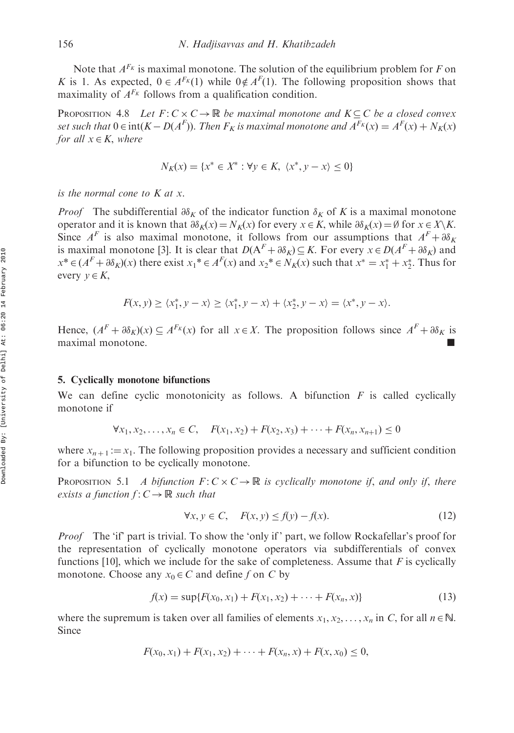Note that $A^{F_K}$ is maximal monotone. The solution of the equilibrium problem for $F$ on $K$ is 1. As expected, $0 \in A^{F_K}(1)$ while $0 \notin A^F(1)$. The following proposition shows that maximality of $A^{F_K}$ follows from a qualification condition.

PROPOSITION 4.8 *Let $F: C \times C \to \mathbb{R}$ be maximal monotone and $K \subseteq C$ be a closed convex set such that $0 \in \text{int}(K - D(A^F))$. Then $F_K$ is maximal monotone and $A^{F_K}(x) = A^F(x) + N_K(x)$ for all $x \in K$, where*

$$N_K(x) = \{x^* \in X^* : \forall y \in K, \ \langle x^*, y - x\rangle \leq 0\}$$

*is the normal cone to $K$ at $x$.*

*Proof* The subdifferential $\partial\delta_K$ of the indicator function $\delta_K$ of $K$ is a maximal monotone operator and it is known that $\partial\delta_K(x) = N_K(x)$ for every $x \in K$, while $\partial\delta_K(x) = \emptyset$ for $x \in X \setminus K$. Since $A^F$ is also maximal monotone, it follows from our assumptions that $A^F + \partial\delta_K$ is maximal monotone [3]. It is clear that $D(A^F + \partial\delta_K) \subseteq K$. For every $x \in D(A^F + \partial\delta_K)$ and $x^* \in (A^F + \partial\delta_K)(x)$ there exist $x_1^* \in A^F(x)$ and $x_2^* \in N_K(x)$ such that $x^* = x_1^* + x_2^*$. Thus for every $y \in K$,

$$F(x, y) \geq \langle x_1^*, y - x\rangle \geq \langle x_1^*, y - x\rangle + \langle x_2^*, y - x\rangle = \langle x^*, y - x\rangle.$$

Hence, $(A^F + \partial\delta_K)(x) \subseteq A^{F_K}(x)$ for all $x \in X$. The proposition follows since $A^F + \partial\delta_K$ is maximal monotone. ∎

## 5. Cyclically monotone bifunctions

We can define cyclic monotonicity as follows. A bifunction $F$ is called cyclically monotone if

$$\forall x_1, x_2, \ldots, x_n \in C, \quad F(x_1, x_2) + F(x_2, x_3) + \cdots + F(x_n, x_{n+1}) \leq 0$$

where $x_{n+1} := x_1$. The following proposition provides a necessary and sufficient condition for a bifunction to be cyclically monotone.

PROPOSITION 5.1 *A bifunction $F: C \times C \to \mathbb{R}$ is cyclically monotone if, and only if, there exists a function $f: C \to \mathbb{R}$ such that*

$$\forall x, y \in C, \quad F(x, y) \leq f(y) - f(x). \tag{12}$$

*Proof* The 'if' part is trivial. To show the 'only if' part, we follow Rockafellar's proof for the representation of cyclically monotone operators via subdifferentials of convex functions [10], which we include for the sake of completeness. Assume that $F$ is cyclically monotone. Choose any $x_0 \in C$ and define $f$ on $C$ by

$$f(x) = \sup\{F(x_0, x_1) + F(x_1, x_2) + \cdots + F(x_n, x)\} \tag{13}$$

where the supremum is taken over all families of elements $x_1, x_2, \ldots, x_n$ in $C$, for all $n \in \mathbb{N}$. Since

$$F(x_0, x_1) + F(x_1, x_2) + \cdots + F(x_n, x) + F(x, x_0) \leq 0,$$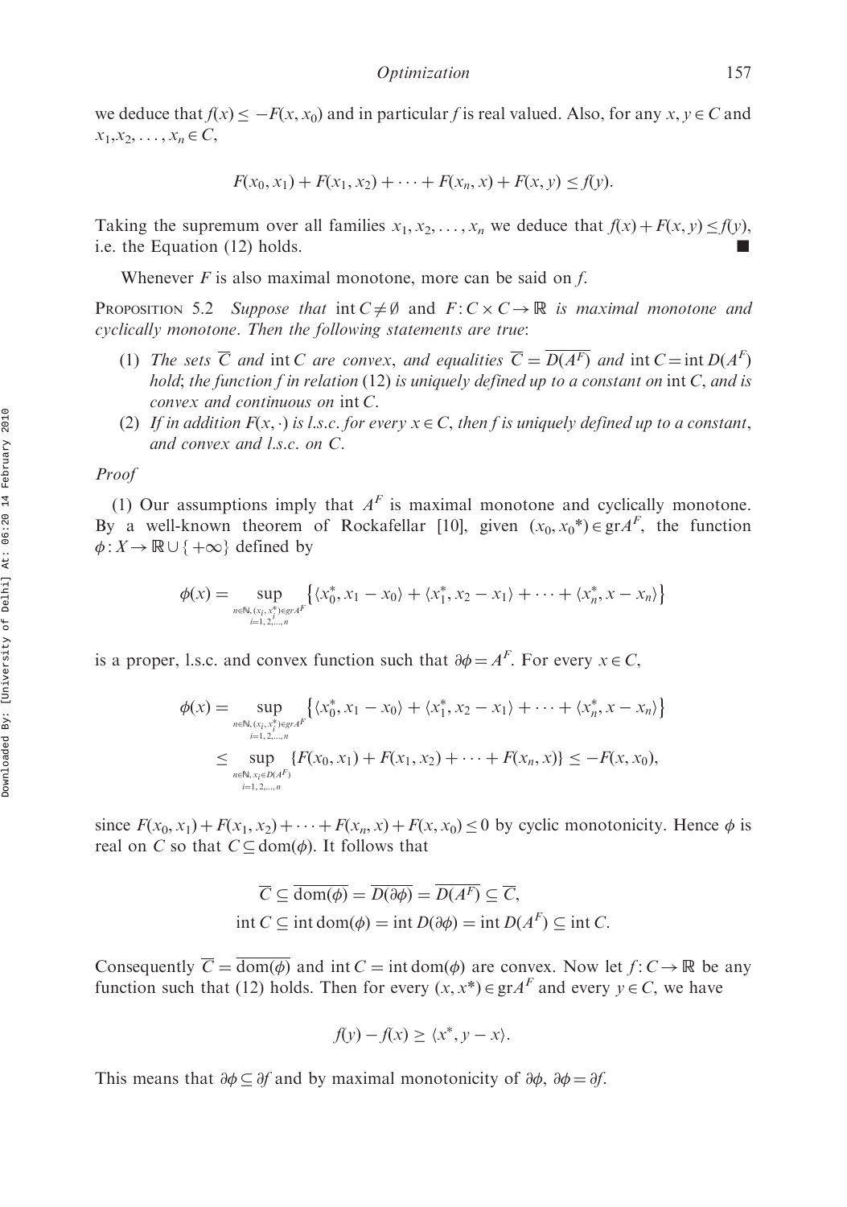we deduce that $f(x) \le -F(x, x_0)$ and in particular $f$ is real valued. Also, for any $x, y \in C$ and $x_1, x_2, \dots, x_n \in C$,

$$F(x_0, x_1) + F(x_1, x_2) + \cdots + F(x_n, x) + F(x, y) \le f(y).$$

Taking the supremum over all families $x_1, x_2, \dots, x_n$ we deduce that $f(x) + F(x, y) \le f(y)$, i.e. the Equation (12) holds. ∎

Whenever $F$ is also maximal monotone, more can be said on $f$.

Proposition 5.2 *Suppose that* $\operatorname{int} C \neq \emptyset$ *and* $F: C \times C \to \mathbb{R}$ *is maximal monotone and cyclically monotone. Then the following statements are true*:

1. *The sets* $\overline{C}$ *and* $\operatorname{int} C$ *are convex, and equalities* $\overline{C} = \overline{D(A^F)}$ *and* $\operatorname{int} C = \operatorname{int} D(A^F)$ *hold; the function* $f$ *in relation* (12) *is uniquely defined up to a constant on* $\operatorname{int} C$, *and is convex and continuous on* $\operatorname{int} C$.
2. *If in addition* $F(x, \cdot)$ *is l.s.c. for every* $x \in C$, *then* $f$ *is uniquely defined up to a constant, and convex and l.s.c. on* $C$.

*Proof*

(1) Our assumptions imply that $A^F$ is maximal monotone and cyclically monotone. By a well-known theorem of Rockafellar [10], given $(x_0, x_0^*) \in \operatorname{gr} A^F$, the function $\phi: X \to \mathbb{R} \cup \{+\infty\}$ defined by

$$\phi(x) = \sup_{\substack{n \in \mathbb{N}, (x_i, x_i^*) \in \operatorname{gr} A^F \\ i = 1, 2, \dots, n}} \left\{ \langle x_0^*, x_1 - x_0 \rangle + \langle x_1^*, x_2 - x_1 \rangle + \cdots + \langle x_n^*, x - x_n \rangle \right\}$$

is a proper, l.s.c. and convex function such that $\partial \phi = A^F$. For every $x \in C$,

$$\begin{aligned}
\phi(x) &= \sup_{\substack{n \in \mathbb{N}, (x_i, x_i^*) \in \operatorname{gr} A^F \\ i = 1, 2, \dots, n}} \left\{ \langle x_0^*, x_1 - x_0 \rangle + \langle x_1^*, x_2 - x_1 \rangle + \cdots + \langle x_n^*, x - x_n \rangle \right\} \\
&\le \sup_{\substack{n \in \mathbb{N}, x_i \in D(A^F) \\ i = 1, 2, \dots, n}} \{ F(x_0, x_1) + F(x_1, x_2) + \cdots + F(x_n, x) \} \le -F(x, x_0),
\end{aligned}$$

since $F(x_0, x_1) + F(x_1, x_2) + \cdots + F(x_n, x) + F(x, x_0) \le 0$ by cyclic monotonicity. Hence $\phi$ is real on $C$ so that $C \subseteq \operatorname{dom}(\phi)$. It follows that

$$\begin{aligned}
\overline{C} &\subseteq \overline{\operatorname{dom}(\phi)} = \overline{D(\partial \phi)} = \overline{D(A^F)} \subseteq \overline{C}, \\
\operatorname{int} C &\subseteq \operatorname{int} \operatorname{dom}(\phi) = \operatorname{int} D(\partial \phi) = \operatorname{int} D(A^F) \subseteq \operatorname{int} C.
\end{aligned}$$

Consequently $\overline{C} = \overline{\operatorname{dom}(\phi)}$ and $\operatorname{int} C = \operatorname{int} \operatorname{dom}(\phi)$ are convex. Now let $f: C \to \mathbb{R}$ be any function such that (12) holds. Then for every $(x, x^*) \in \operatorname{gr} A^F$ and every $y \in C$, we have

$$f(y) - f(x) \ge \langle x^*, y - x \rangle.$$

This means that $\partial \phi \subseteq \partial f$ and by maximal monotonicity of $\partial \phi$, $\partial \phi = \partial f$.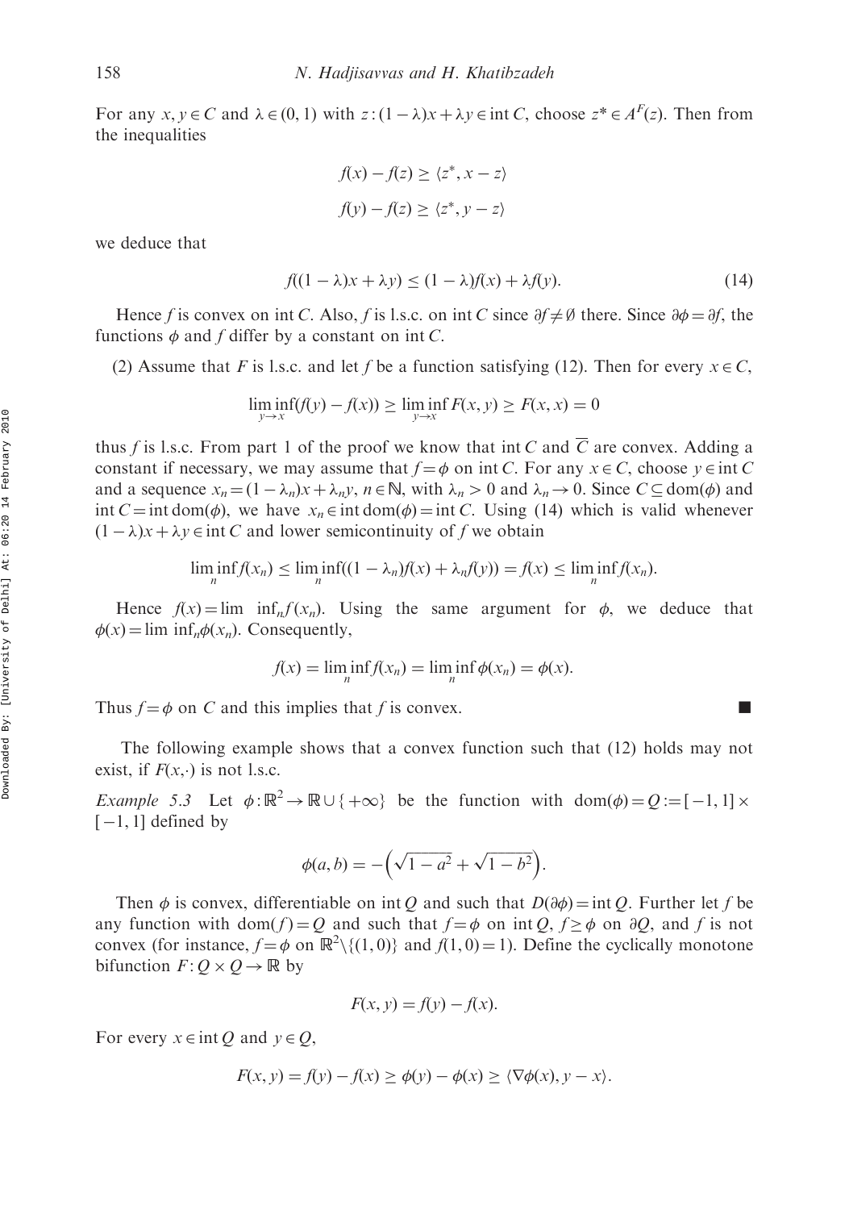For any $x, y \in C$ and $\lambda \in (0, 1)$ with $z : (1-\lambda)x + \lambda y \in \operatorname{int} C$, choose $z^* \in A^F(z)$. Then from the inequalities

$$f(x) - f(z) \geq \langle z^*, x - z \rangle$$

$$f(y) - f(z) \geq \langle z^*, y - z \rangle$$

we deduce that

$$f((1-\lambda)x + \lambda y) \leq (1-\lambda)f(x) + \lambda f(y). \tag{14}$$

Hence $f$ is convex on $\operatorname{int} C$. Also, $f$ is l.s.c. on $\operatorname{int} C$ since $\partial f \neq \emptyset$ there. Since $\partial \phi = \partial f$, the functions $\phi$ and $f$ differ by a constant on $\operatorname{int} C$.

(2) Assume that $F$ is l.s.c. and let $f$ be a function satisfying (12). Then for every $x \in C$,

$$\liminf_{y \to x}(f(y) - f(x)) \geq \liminf_{y \to x} F(x, y) \geq F(x, x) = 0$$

thus $f$ is l.s.c. From part 1 of the proof we know that $\operatorname{int} C$ and $\overline{C}$ are convex. Adding a constant if necessary, we may assume that $f = \phi$ on $\operatorname{int} C$. For any $x \in C$, choose $y \in \operatorname{int} C$ and a sequence $x_n = (1-\lambda_n)x + \lambda_n y$, $n \in \mathbb{N}$, with $\lambda_n > 0$ and $\lambda_n \to 0$. Since $C \subseteq \operatorname{dom}(\phi)$ and $\operatorname{int} C = \operatorname{int} \operatorname{dom}(\phi)$, we have $x_n \in \operatorname{int} \operatorname{dom}(\phi) = \operatorname{int} C$. Using (14) which is valid whenever $(1-\lambda)x + \lambda y \in \operatorname{int} C$ and lower semicontinuity of $f$ we obtain

$$\liminf_n f(x_n) \leq \liminf_n ((1-\lambda_n)f(x) + \lambda_n f(y)) = f(x) \leq \liminf_n f(x_n).$$

Hence $f(x) = \lim \inf_n f(x_n)$. Using the same argument for $\phi$, we deduce that $\phi(x) = \lim \inf_n \phi(x_n)$. Consequently,

$$f(x) = \liminf_n f(x_n) = \liminf_n \phi(x_n) = \phi(x).$$

Thus $f = \phi$ on $C$ and this implies that $f$ is convex. ■

The following example shows that a convex function such that (12) holds may not exist, if $F(x, \cdot)$ is not l.s.c.

*Example 5.3* Let $\phi : \mathbb{R}^2 \to \mathbb{R} \cup \{+\infty\}$ be the function with $\operatorname{dom}(\phi) = Q := [-1, 1] \times [-1, 1]$ defined by

$$\phi(a, b) = -\left(\sqrt{1 - a^2} + \sqrt{1 - b^2}\right).$$

Then $\phi$ is convex, differentiable on $\operatorname{int} Q$ and such that $D(\partial \phi) = \operatorname{int} Q$. Further let $f$ be any function with $\operatorname{dom}(f) = Q$ and such that $f = \phi$ on $\operatorname{int} Q$, $f \geq \phi$ on $\partial Q$, and $f$ is not convex (for instance, $f = \phi$ on $\mathbb{R}^2 \backslash \{(1, 0)\}$ and $f(1, 0) = 1$). Define the cyclically monotone bifunction $F : Q \times Q \to \mathbb{R}$ by

$$F(x, y) = f(y) - f(x).$$

For every $x \in \operatorname{int} Q$ and $y \in Q$,

$$F(x, y) = f(y) - f(x) \geq \phi(y) - \phi(x) \geq \langle \nabla \phi(x), y - x \rangle.$$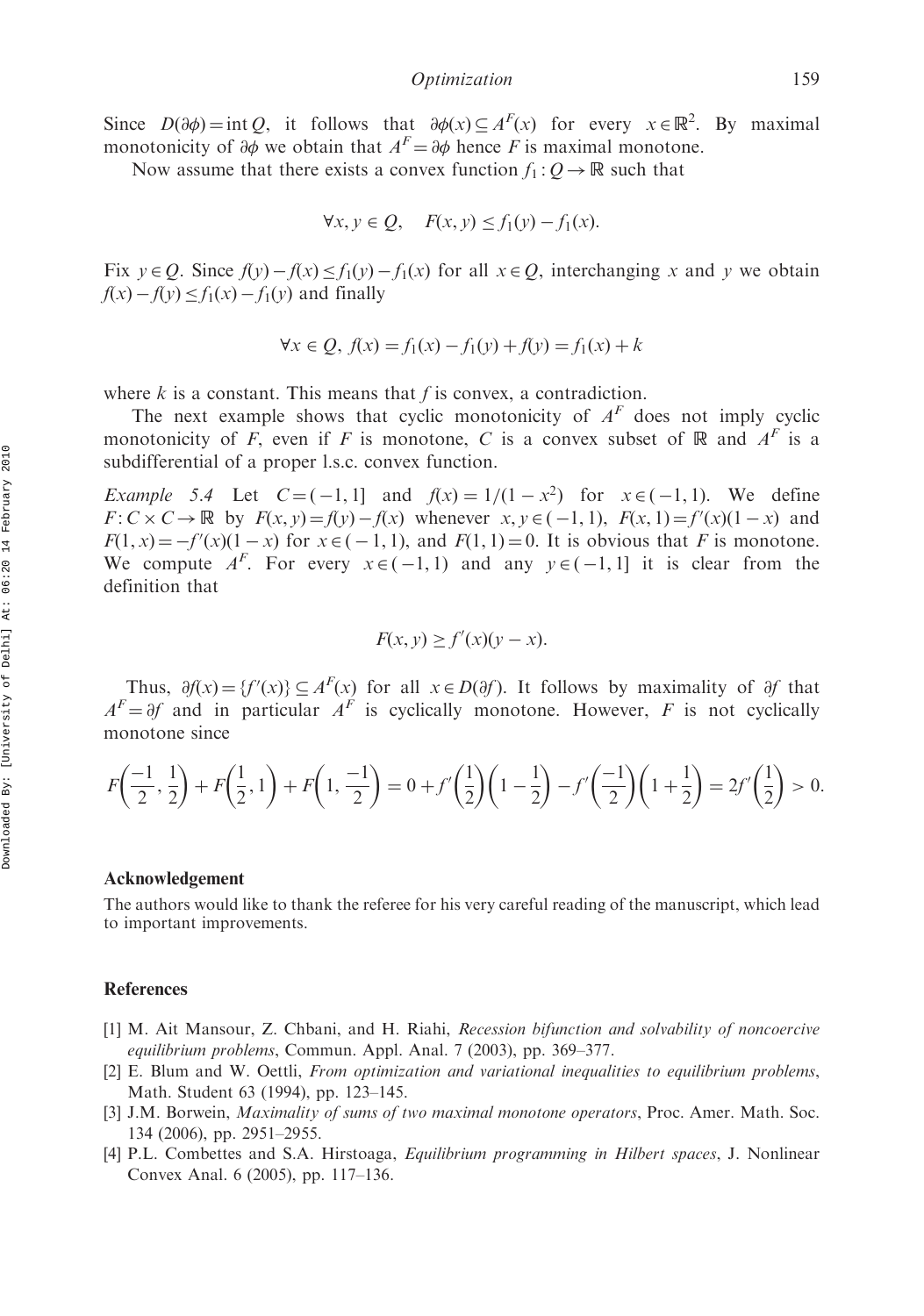Since $D(\partial\phi) = \text{int}\, Q$, it follows that $\partial\phi(x) \subseteq A^F(x)$ for every $x \in \mathbb{R}^2$. By maximal monotonicity of $\partial\phi$ we obtain that $A^F = \partial\phi$ hence $F$ is maximal monotone.

Now assume that there exists a convex function $f_1 : Q \to \mathbb{R}$ such that

$$\forall x, y \in Q, \quad F(x, y) \leq f_1(y) - f_1(x).$$

Fix $y \in Q$. Since $f(y) - f(x) \leq f_1(y) - f_1(x)$ for all $x \in Q$, interchanging $x$ and $y$ we obtain $f(x) - f(y) \leq f_1(x) - f_1(y)$ and finally

$$\forall x \in Q,\ f(x) = f_1(x) - f_1(y) + f(y) = f_1(x) + k$$

where $k$ is a constant. This means that $f$ is convex, a contradiction.

The next example shows that cyclic monotonicity of $A^F$ does not imply cyclic monotonicity of $F$, even if $F$ is monotone, $C$ is a convex subset of $\mathbb{R}$ and $A^F$ is a subdifferential of a proper l.s.c. convex function.

*Example 5.4* Let $C = (-1, 1]$ and $f(x) = 1/(1 - x^2)$ for $x \in (-1, 1)$. We define $F : C \times C \to \mathbb{R}$ by $F(x, y) = f(y) - f(x)$ whenever $x, y \in (-1, 1)$, $F(x, 1) = f'(x)(1 - x)$ and $F(1, x) = -f'(x)(1 - x)$ for $x \in (-1, 1)$, and $F(1, 1) = 0$. It is obvious that $F$ is monotone. We compute $A^F$. For every $x \in (-1, 1)$ and any $y \in (-1, 1]$ it is clear from the definition that

$$F(x, y) \geq f'(x)(y - x).$$

Thus, $\partial f(x) = \{f'(x)\} \subseteq A^F(x)$ for all $x \in D(\partial f)$. It follows by maximality of $\partial f$ that $A^F = \partial f$ and in particular $A^F$ is cyclically monotone. However, $F$ is not cyclically monotone since

$$F\left(\frac{-1}{2}, \frac{1}{2}\right) + F\left(\frac{1}{2}, 1\right) + F\left(1, \frac{-1}{2}\right) = 0 + f'\left(\frac{1}{2}\right)\left(1 - \frac{1}{2}\right) - f'\left(\frac{-1}{2}\right)\left(1 + \frac{1}{2}\right) = 2f'\left(\frac{1}{2}\right) > 0.$$

## Acknowledgement

The authors would like to thank the referee for his very careful reading of the manuscript, which lead to important improvements.

## References

[1] M. Ait Mansour, Z. Chbani, and H. Riahi, *Recession bifunction and solvability of noncoercive equilibrium problems*, Commun. Appl. Anal. 7 (2003), pp. 369–377.

[2] E. Blum and W. Oettli, *From optimization and variational inequalities to equilibrium problems*, Math. Student 63 (1994), pp. 123–145.

[3] J.M. Borwein, *Maximality of sums of two maximal monotone operators*, Proc. Amer. Math. Soc. 134 (2006), pp. 2951–2955.

[4] P.L. Combettes and S.A. Hirstoaga, *Equilibrium programming in Hilbert spaces*, J. Nonlinear Convex Anal. 6 (2005), pp. 117–136.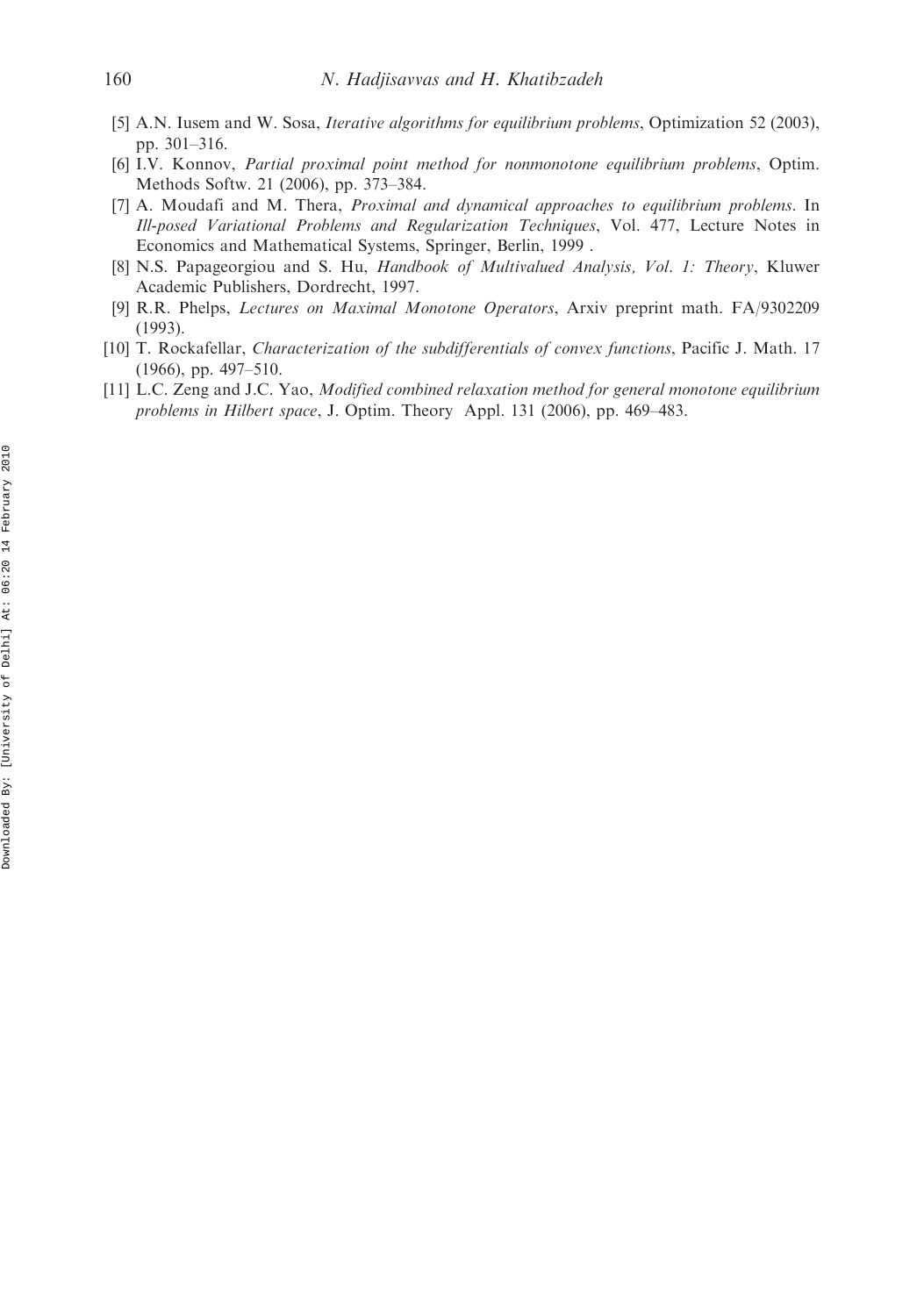[5] A.N. Iusem and W. Sosa, *Iterative algorithms for equilibrium problems*, Optimization 52 (2003), pp. 301–316.

[6] I.V. Konnov, *Partial proximal point method for nonmonotone equilibrium problems*, Optim. Methods Softw. 21 (2006), pp. 373–384.

[7] A. Moudafi and M. Thera, *Proximal and dynamical approaches to equilibrium problems*. In *Ill-posed Variational Problems and Regularization Techniques*, Vol. 477, Lecture Notes in Economics and Mathematical Systems, Springer, Berlin, 1999 .

[8] N.S. Papageorgiou and S. Hu, *Handbook of Multivalued Analysis, Vol. 1: Theory*, Kluwer Academic Publishers, Dordrecht, 1997.

[9] R.R. Phelps, *Lectures on Maximal Monotone Operators*, Arxiv preprint math. FA/9302209 (1993).

[10] T. Rockafellar, *Characterization of the subdifferentials of convex functions*, Pacific J. Math. 17 (1966), pp. 497–510.

[11] L.C. Zeng and J.C. Yao, *Modified combined relaxation method for general monotone equilibrium problems in Hilbert space*, J. Optim. Theory Appl. 131 (2006), pp. 469–483.